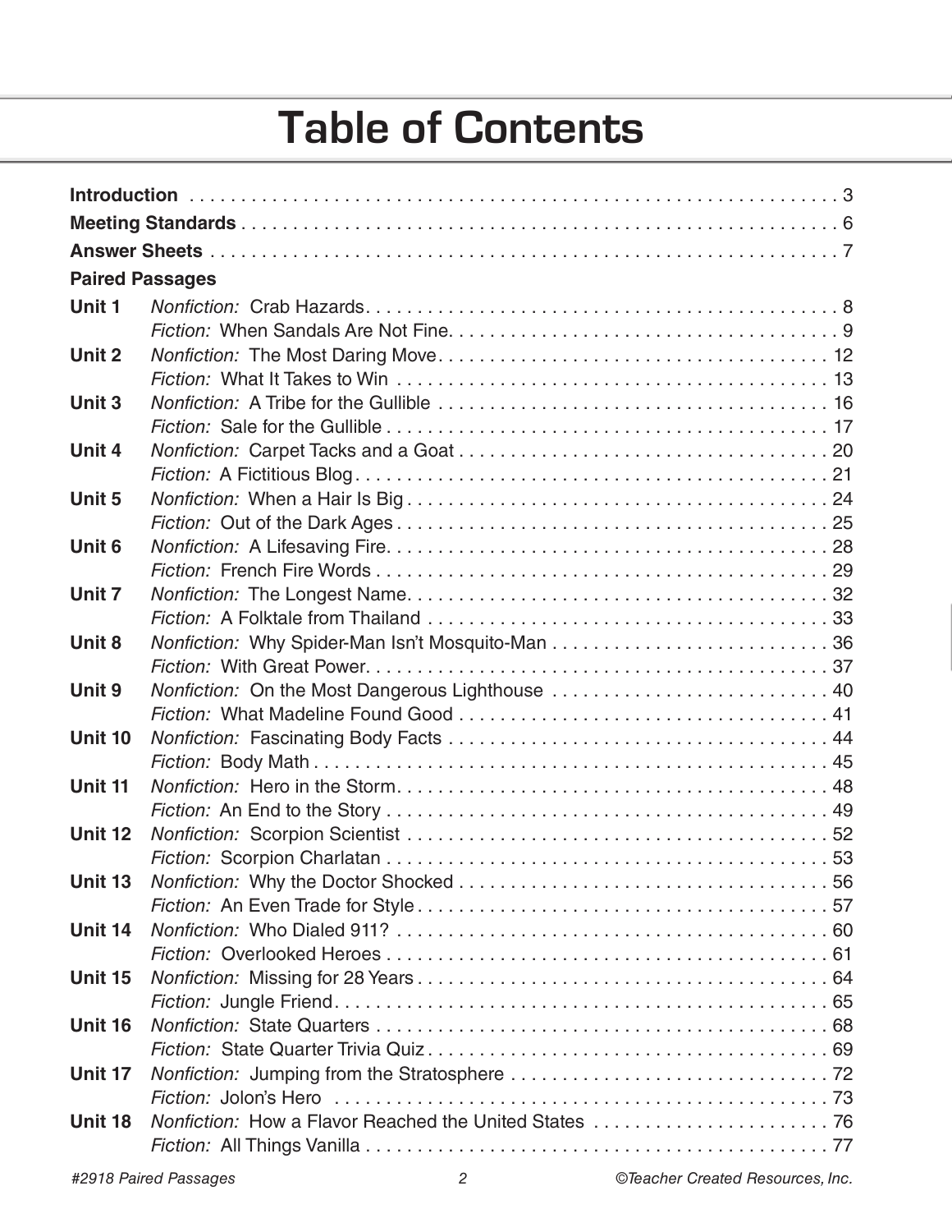# Table of Contents

**Introduction** . . . . . . . . . . . . . . . . . . . . . . . . . . . . . . . . . . . . . . . . . . . . . . . . . . . . . . . . . . . . . 3

**Meeting Standards** . . . . . . . . . . . . . . . . . . . . . . . . . . . . . . . . . . . . . . . . . . . . . . . . . . . . . . . . . 6

**Answer Sheets** . . . . . . . . . . . . . . . . . . . . . . . . . . . . . . . . . . . . . . . . . . . . . . . . . . . . . . . . . . . . 7

**Paired Passages**

| | | |
|---|---|---|
| **Unit 1** | *Nonfiction:* Crab Hazards | 8 |
| | *Fiction:* When Sandals Are Not Fine | 9 |
| **Unit 2** | *Nonfiction:* The Most Daring Move | 12 |
| | *Fiction:* What It Takes to Win | 13 |
| **Unit 3** | *Nonfiction:* A Tribe for the Gullible | 16 |
| | *Fiction:* Sale for the Gullible | 17 |
| **Unit 4** | *Nonfiction:* Carpet Tacks and a Goat | 20 |
| | *Fiction:* A Fictitious Blog | 21 |
| **Unit 5** | *Nonfiction:* When a Hair Is Big | 24 |
| | *Fiction:* Out of the Dark Ages | 25 |
| **Unit 6** | *Nonfiction:* A Lifesaving Fire | 28 |
| | *Fiction:* French Fire Words | 29 |
| **Unit 7** | *Nonfiction:* The Longest Name | 32 |
| | *Fiction:* A Folktale from Thailand | 33 |
| **Unit 8** | *Nonfiction:* Why Spider-Man Isn't Mosquito-Man | 36 |
| | *Fiction:* With Great Power | 37 |
| **Unit 9** | *Nonfiction:* On the Most Dangerous Lighthouse | 40 |
| | *Fiction:* What Madeline Found Good | 41 |
| **Unit 10** | *Nonfiction:* Fascinating Body Facts | 44 |
| | *Fiction:* Body Math | 45 |
| **Unit 11** | *Nonfiction:* Hero in the Storm | 48 |
| | *Fiction:* An End to the Story | 49 |
| **Unit 12** | *Nonfiction:* Scorpion Scientist | 52 |
| | *Fiction:* Scorpion Charlatan | 53 |
| **Unit 13** | *Nonfiction:* Why the Doctor Shocked | 56 |
| | *Fiction:* An Even Trade for Style | 57 |
| **Unit 14** | *Nonfiction:* Who Dialed 911? | 60 |
| | *Fiction:* Overlooked Heroes | 61 |
| **Unit 15** | *Nonfiction:* Missing for 28 Years | 64 |
| | *Fiction:* Jungle Friend | 65 |
| **Unit 16** | *Nonfiction:* State Quarters | 68 |
| | *Fiction:* State Quarter Trivia Quiz | 69 |
| **Unit 17** | *Nonfiction:* Jumping from the Stratosphere | 72 |
| | *Fiction:* Jolon's Hero | 73 |
| **Unit 18** | *Nonfiction:* How a Flavor Reached the United States | 76 |
| | *Fiction:* All Things Vanilla | 77 |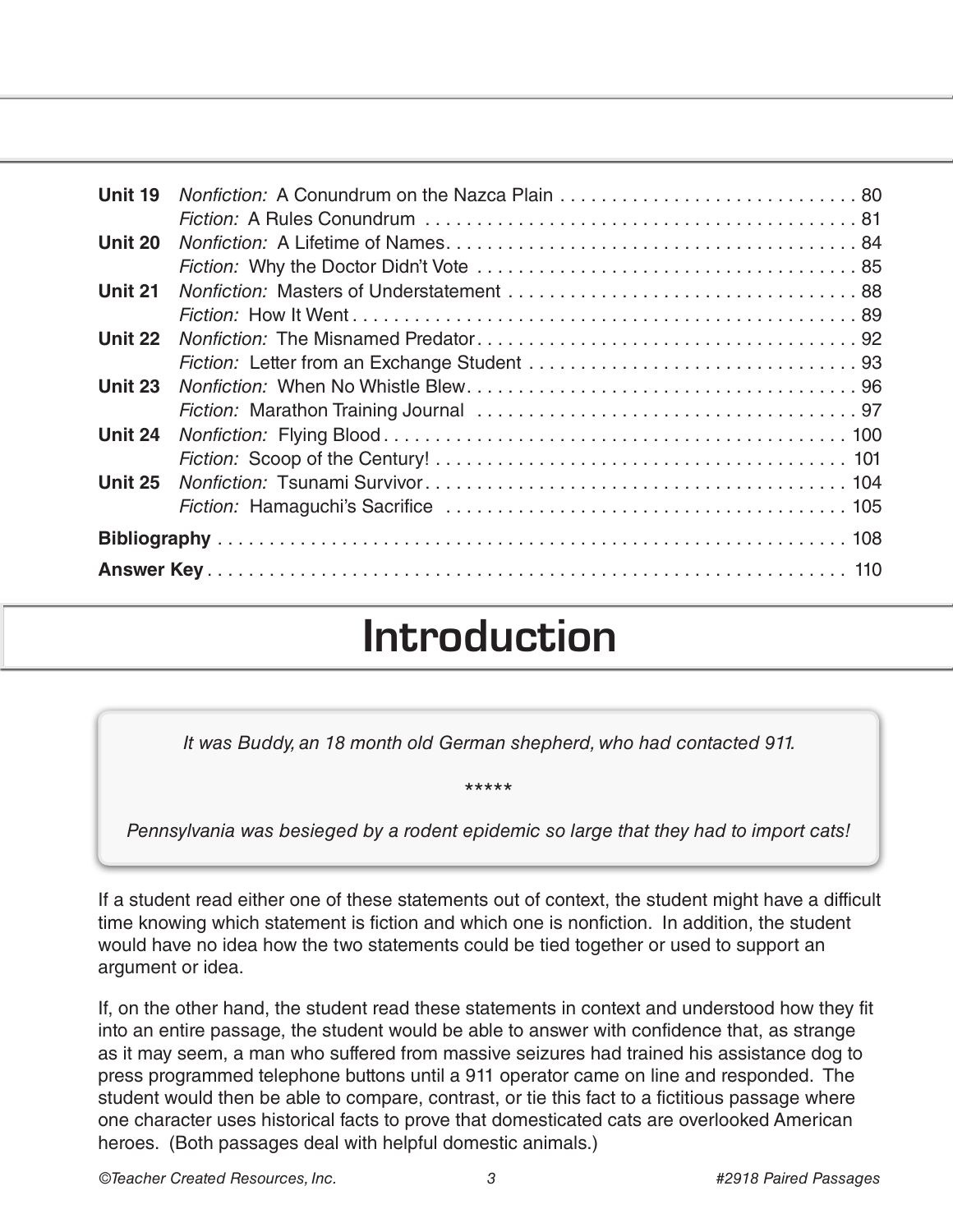| | | |
|---|---|---|
| **Unit 19** | *Nonfiction:* A Conundrum on the Nazca Plain | 80 |
| | *Fiction:* A Rules Conundrum | 81 |
| **Unit 20** | *Nonfiction:* A Lifetime of Names | 84 |
| | *Fiction:* Why the Doctor Didn't Vote | 85 |
| **Unit 21** | *Nonfiction:* Masters of Understatement | 88 |
| | *Fiction:* How It Went | 89 |
| **Unit 22** | *Nonfiction:* The Misnamed Predator | 92 |
| | *Fiction:* Letter from an Exchange Student | 93 |
| **Unit 23** | *Nonfiction:* When No Whistle Blew | 96 |
| | *Fiction:* Marathon Training Journal | 97 |
| **Unit 24** | *Nonfiction:* Flying Blood | 100 |
| | *Fiction:* Scoop of the Century! | 101 |
| **Unit 25** | *Nonfiction:* Tsunami Survivor | 104 |
| | *Fiction:* Hamaguchi's Sacrifice | 105 |
| **Bibliography** | | 108 |
| **Answer Key** | | 110 |

# Introduction

*It was Buddy, an 18 month old German shepherd, who had contacted 911.*

*****

*Pennsylvania was besieged by a rodent epidemic so large that they had to import cats!*

If a student read either one of these statements out of context, the student might have a difficult time knowing which statement is fiction and which one is nonfiction. In addition, the student would have no idea how the two statements could be tied together or used to support an argument or idea.

If, on the other hand, the student read these statements in context and understood how they fit into an entire passage, the student would be able to answer with confidence that, as strange as it may seem, a man who suffered from massive seizures had trained his assistance dog to press programmed telephone buttons until a 911 operator came on line and responded. The student would then be able to compare, contrast, or tie this fact to a fictitious passage where one character uses historical facts to prove that domesticated cats are overlooked American heroes. (Both passages deal with helpful domestic animals.)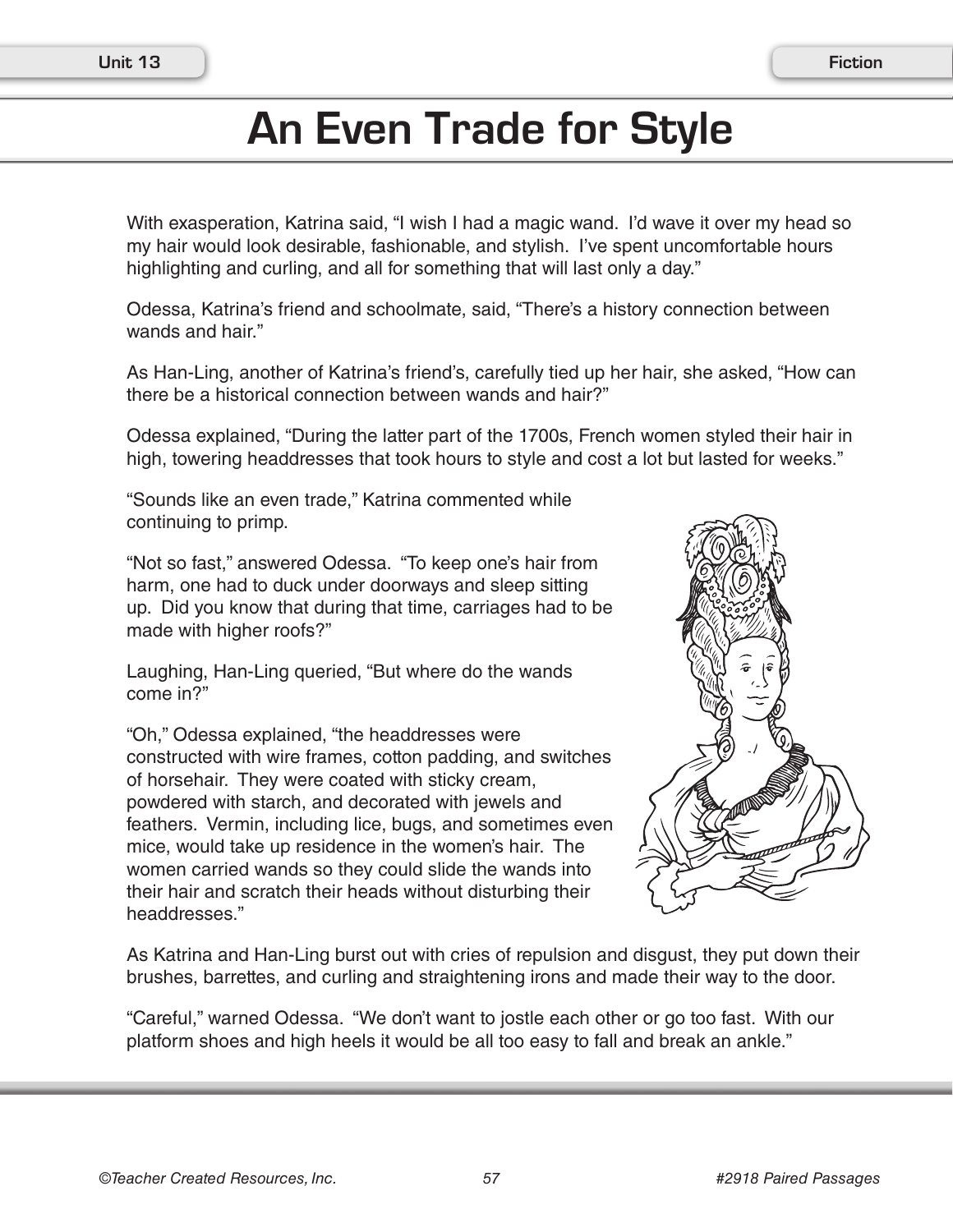# An Even Trade for Style

With exasperation, Katrina said, "I wish I had a magic wand. I'd wave it over my head so my hair would look desirable, fashionable, and stylish. I've spent uncomfortable hours highlighting and curling, and all for something that will last only a day."

Odessa, Katrina's friend and schoolmate, said, "There's a history connection between wands and hair."

As Han-Ling, another of Katrina's friend's, carefully tied up her hair, she asked, "How can there be a historical connection between wands and hair?"

Odessa explained, "During the latter part of the 1700s, French women styled their hair in high, towering headdresses that took hours to style and cost a lot but lasted for weeks."

"Sounds like an even trade," Katrina commented while continuing to primp.

"Not so fast," answered Odessa. "To keep one's hair from harm, one had to duck under doorways and sleep sitting up. Did you know that during that time, carriages had to be made with higher roofs?"

Laughing, Han-Ling queried, "But where do the wands come in?"

"Oh," Odessa explained, "the headdresses were constructed with wire frames, cotton padding, and switches of horsehair. They were coated with sticky cream, powdered with starch, and decorated with jewels and feathers. Vermin, including lice, bugs, and sometimes even mice, would take up residence in the women's hair. The women carried wands so they could slide the wands into their hair and scratch their heads without disturbing their headdresses."

As Katrina and Han-Ling burst out with cries of repulsion and disgust, they put down their brushes, barrettes, and curling and straightening irons and made their way to the door.

"Careful," warned Odessa. "We don't want to jostle each other or go too fast. With our platform shoes and high heels it would be all too easy to fall and break an ankle."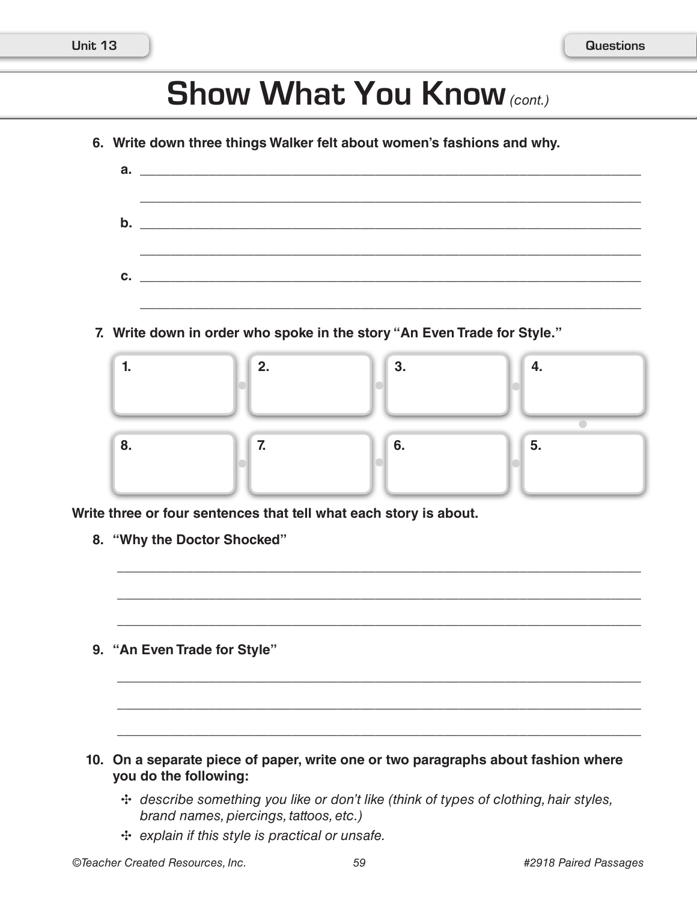# Show What You Know *(cont.)*

6. **Write down three things Walker felt about women's fashions and why.**

   a. ______________________________________________________________

   ______________________________________________________________

   b. ______________________________________________________________

   ______________________________________________________________

   c. ______________________________________________________________

   ______________________________________________________________

7. **Write down in order who spoke in the story "An Even Trade for Style."**

| | | | |
|---|---|---|---|
| 1. | 2. | 3. | 4. |
| 8. | 7. | 6. | 5. |

**Write three or four sentences that tell what each story is about.**

8. **"Why the Doctor Shocked"**

   ______________________________________________________________

   ______________________________________________________________

   ______________________________________________________________

9. **"An Even Trade for Style"**

   ______________________________________________________________

   ______________________________________________________________

   ______________________________________________________________

10. **On a separate piece of paper, write one or two paragraphs about fashion where you do the following:**

    - *describe something you like or don't like (think of types of clothing, hair styles, brand names, piercings, tattoos, etc.)*
    - *explain if this style is practical or unsafe.*